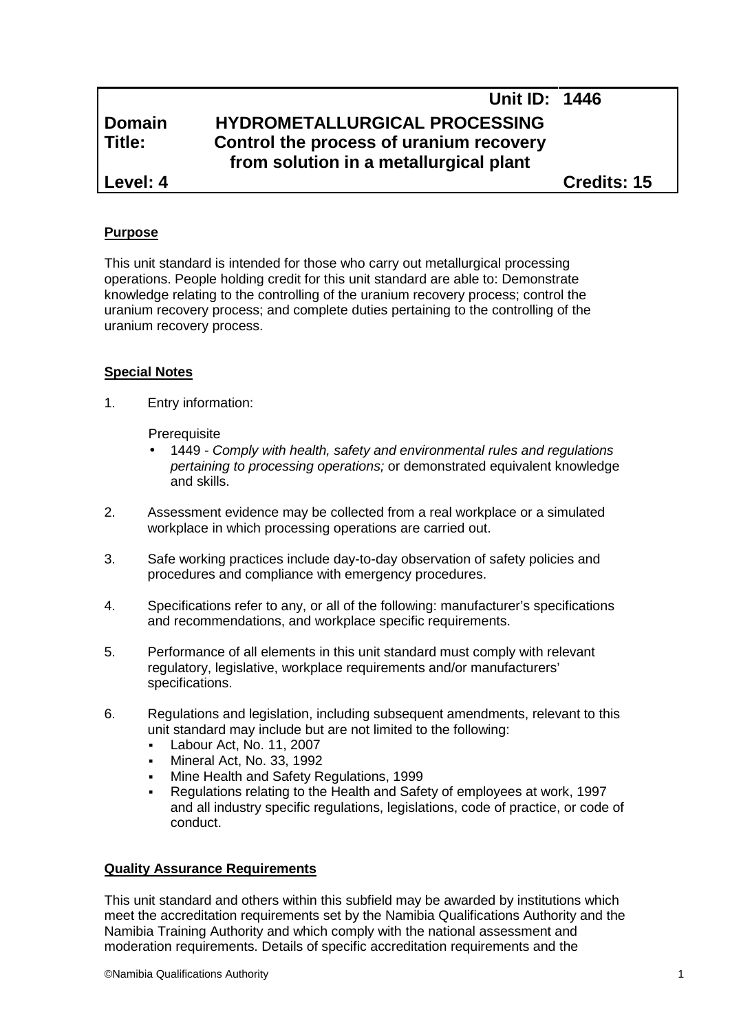| | | Unit ID: 1446 |
|---|---|---|
| **Domain** | **HYDROMETALLURGICAL PROCESSING** | |
| **Title:** | **Control the process of uranium recovery from solution in a metallurgical plant** | |
| **Level: 4** | | **Credits: 15** |

## Purpose

This unit standard is intended for those who carry out metallurgical processing operations. People holding credit for this unit standard are able to: Demonstrate knowledge relating to the controlling of the uranium recovery process; control the uranium recovery process; and complete duties pertaining to the controlling of the uranium recovery process.

## Special Notes

1. Entry information:

   Prerequisite
   - 1449 - *Comply with health, safety and environmental rules and regulations pertaining to processing operations;* or demonstrated equivalent knowledge and skills.

2. Assessment evidence may be collected from a real workplace or a simulated workplace in which processing operations are carried out.

3. Safe working practices include day-to-day observation of safety policies and procedures and compliance with emergency procedures.

4. Specifications refer to any, or all of the following: manufacturer's specifications and recommendations, and workplace specific requirements.

5. Performance of all elements in this unit standard must comply with relevant regulatory, legislative, workplace requirements and/or manufacturers' specifications.

6. Regulations and legislation, including subsequent amendments, relevant to this unit standard may include but are not limited to the following:
   - Labour Act, No. 11, 2007
   - Mineral Act, No. 33, 1992
   - Mine Health and Safety Regulations, 1999
   - Regulations relating to the Health and Safety of employees at work, 1997 and all industry specific regulations, legislations, code of practice, or code of conduct.

## Quality Assurance Requirements

This unit standard and others within this subfield may be awarded by institutions which meet the accreditation requirements set by the Namibia Qualifications Authority and the Namibia Training Authority and which comply with the national assessment and moderation requirements. Details of specific accreditation requirements and the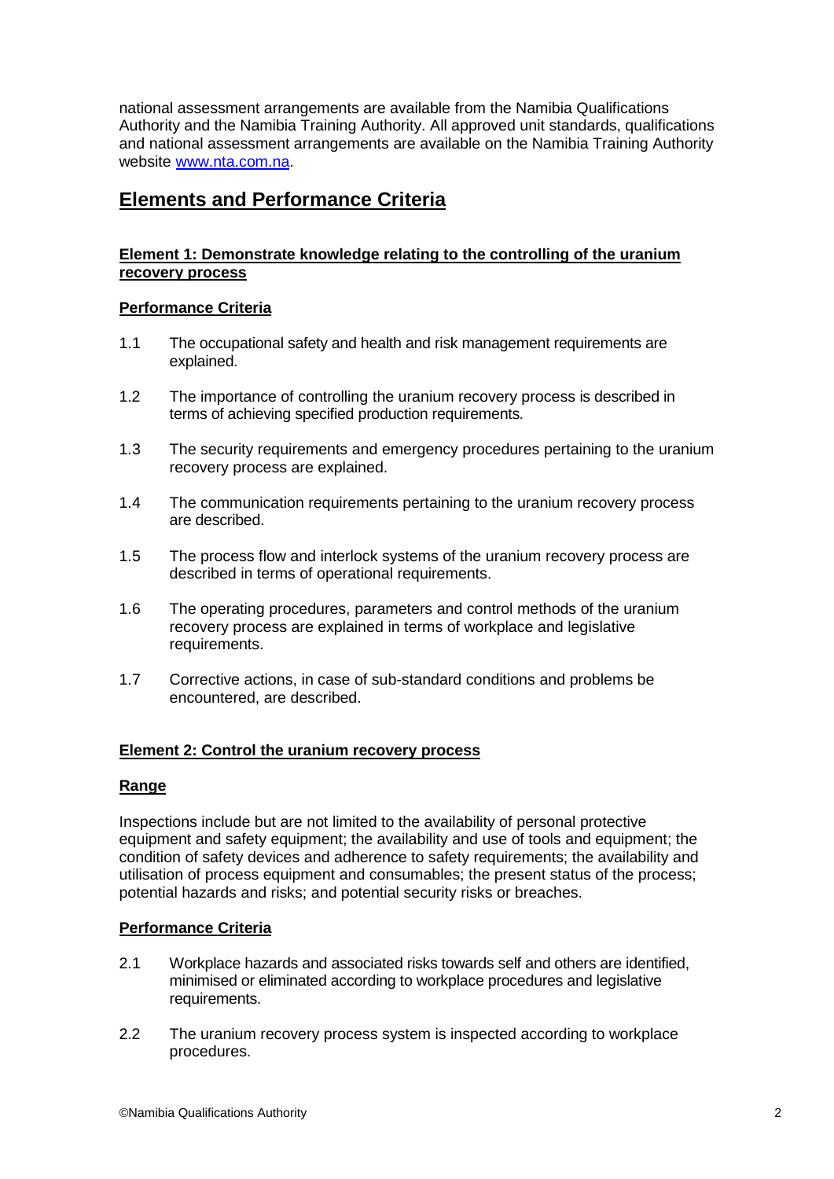national assessment arrangements are available from the Namibia Qualifications Authority and the Namibia Training Authority. All approved unit standards, qualifications and national assessment arrangements are available on the Namibia Training Authority website [www.nta.com.na](http://www.nta.com.na).

## Elements and Performance Criteria

### Element 1: Demonstrate knowledge relating to the controlling of the uranium recovery process

#### Performance Criteria

1.1 The occupational safety and health and risk management requirements are explained.

1.2 The importance of controlling the uranium recovery process is described in terms of achieving specified production requirements.

1.3 The security requirements and emergency procedures pertaining to the uranium recovery process are explained.

1.4 The communication requirements pertaining to the uranium recovery process are described.

1.5 The process flow and interlock systems of the uranium recovery process are described in terms of operational requirements.

1.6 The operating procedures, parameters and control methods of the uranium recovery process are explained in terms of workplace and legislative requirements.

1.7 Corrective actions, in case of sub-standard conditions and problems be encountered, are described.

### Element 2: Control the uranium recovery process

#### Range

Inspections include but are not limited to the availability of personal protective equipment and safety equipment; the availability and use of tools and equipment; the condition of safety devices and adherence to safety requirements; the availability and utilisation of process equipment and consumables; the present status of the process; potential hazards and risks; and potential security risks or breaches.

#### Performance Criteria

2.1 Workplace hazards and associated risks towards self and others are identified, minimised or eliminated according to workplace procedures and legislative requirements.

2.2 The uranium recovery process system is inspected according to workplace procedures.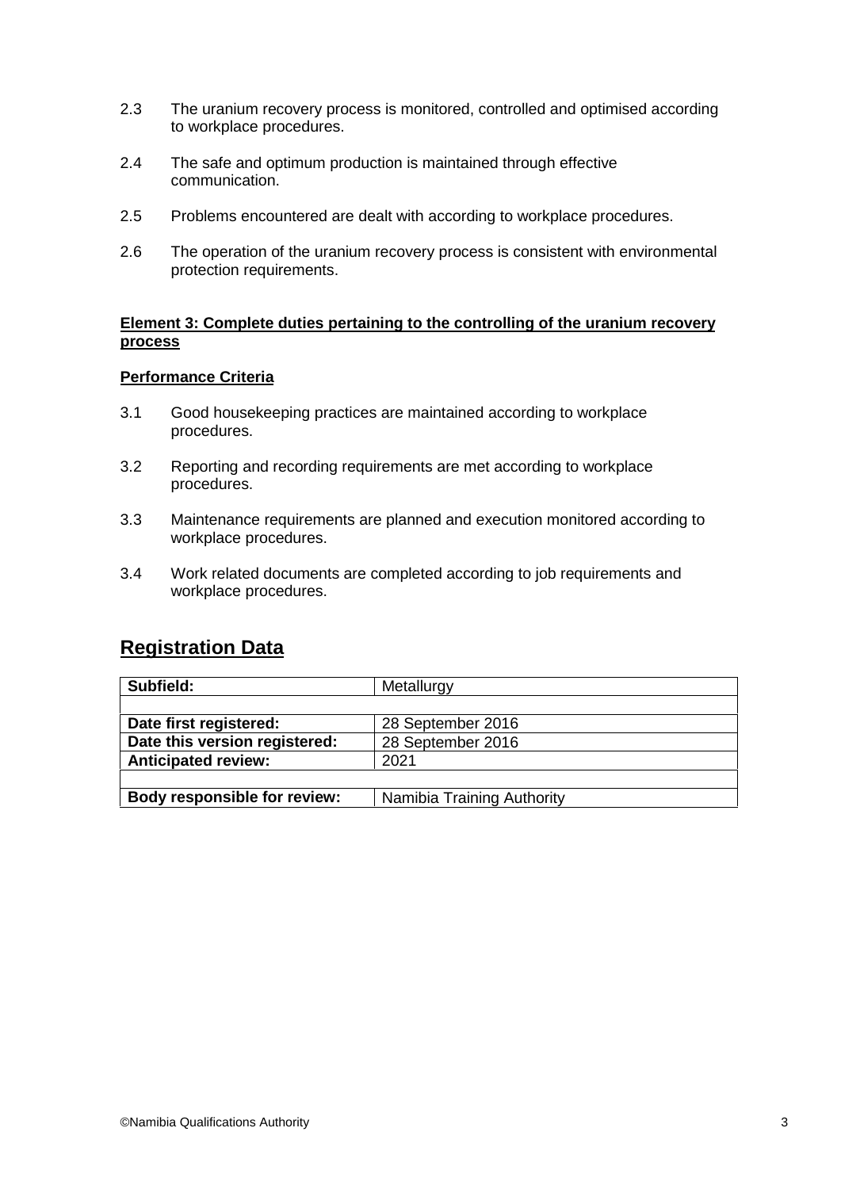2.3 The uranium recovery process is monitored, controlled and optimised according to workplace procedures.

2.4 The safe and optimum production is maintained through effective communication.

2.5 Problems encountered are dealt with according to workplace procedures.

2.6 The operation of the uranium recovery process is consistent with environmental protection requirements.

**Element 3: Complete duties pertaining to the controlling of the uranium recovery process**

**Performance Criteria**

3.1 Good housekeeping practices are maintained according to workplace procedures.

3.2 Reporting and recording requirements are met according to workplace procedures.

3.3 Maintenance requirements are planned and execution monitored according to workplace procedures.

3.4 Work related documents are completed according to job requirements and workplace procedures.

## Registration Data

| | |
|---|---|
| **Subfield:** | Metallurgy |
| | |
| **Date first registered:** | 28 September 2016 |
| **Date this version registered:** | 28 September 2016 |
| **Anticipated review:** | 2021 |
| | |
| **Body responsible for review:** | Namibia Training Authority |